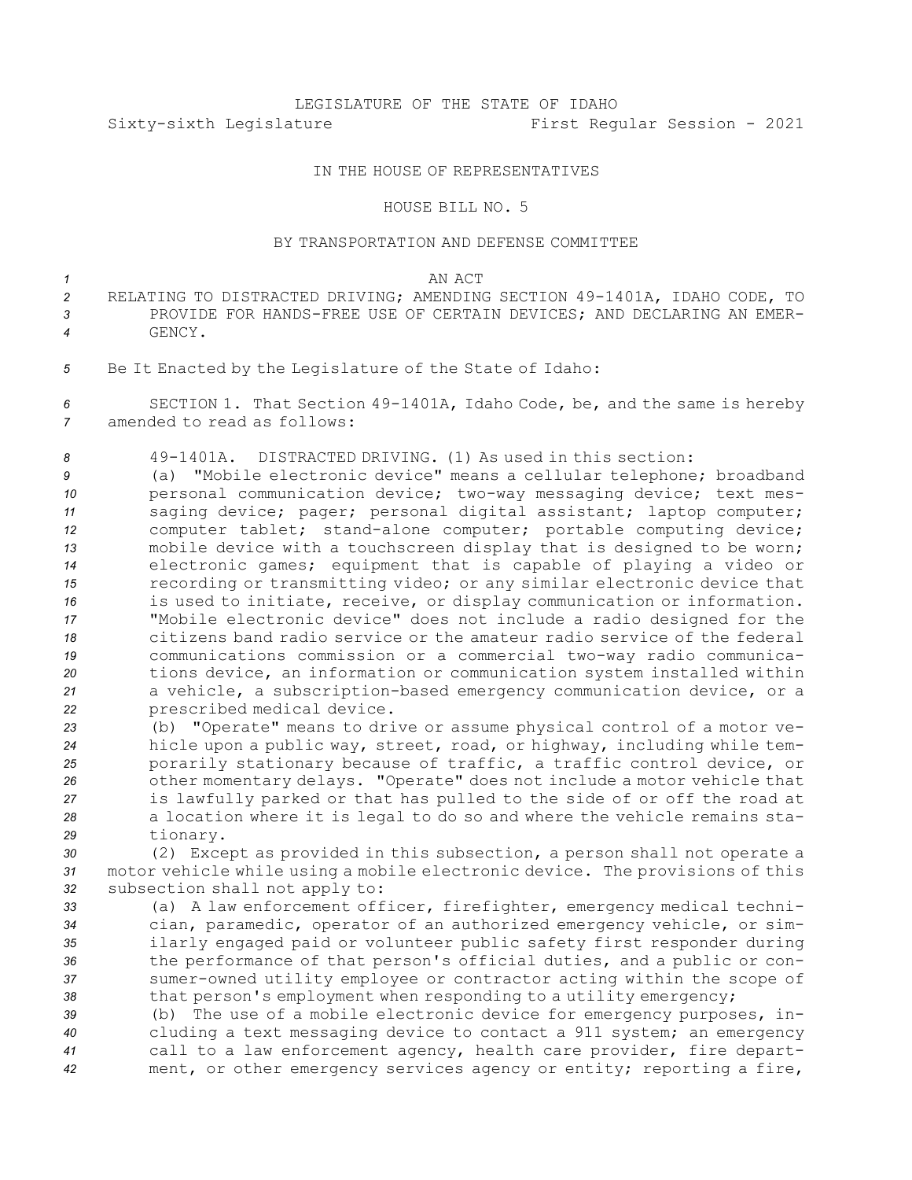LEGISLATURE OF THE STATE OF IDAHO

Sixty-sixth Legislature First Regular Session - 2021

IN THE HOUSE OF REPRESENTATIVES

HOUSE BILL NO. 5

BY TRANSPORTATION AND DEFENSE COMMITTEE

AN ACT

RELATING TO DISTRACTED DRIVING; AMENDING SECTION 49-1401A, IDAHO CODE, TO PROVIDE FOR HANDS-FREE USE OF CERTAIN DEVICES; AND DECLARING AN EMERGENCY.

Be It Enacted by the Legislature of the State of Idaho:

SECTION 1. That Section 49-1401A, Idaho Code, be, and the same is hereby amended to read as follows:

49-1401A. DISTRACTED DRIVING. (1) As used in this section:

(a) "Mobile electronic device" means a cellular telephone; broadband personal communication device; two-way messaging device; text messaging device; pager; personal digital assistant; laptop computer; computer tablet; stand-alone computer; portable computing device; mobile device with a touchscreen display that is designed to be worn; electronic games; equipment that is capable of playing a video or recording or transmitting video; or any similar electronic device that is used to initiate, receive, or display communication or information. "Mobile electronic device" does not include a radio designed for the citizens band radio service or the amateur radio service of the federal communications commission or a commercial two-way radio communications device, an information or communication system installed within a vehicle, a subscription-based emergency communication device, or a prescribed medical device.

(b) "Operate" means to drive or assume physical control of a motor vehicle upon a public way, street, road, or highway, including while temporarily stationary because of traffic, a traffic control device, or other momentary delays. "Operate" does not include a motor vehicle that is lawfully parked or that has pulled to the side of or off the road at a location where it is legal to do so and where the vehicle remains stationary.

(2) Except as provided in this subsection, a person shall not operate a motor vehicle while using a mobile electronic device. The provisions of this subsection shall not apply to:

(a) A law enforcement officer, firefighter, emergency medical technician, paramedic, operator of an authorized emergency vehicle, or similarly engaged paid or volunteer public safety first responder during the performance of that person's official duties, and a public or consumer-owned utility employee or contractor acting within the scope of that person's employment when responding to a utility emergency;

(b) The use of a mobile electronic device for emergency purposes, including a text messaging device to contact a 911 system; an emergency call to a law enforcement agency, health care provider, fire department, or other emergency services agency or entity; reporting a fire,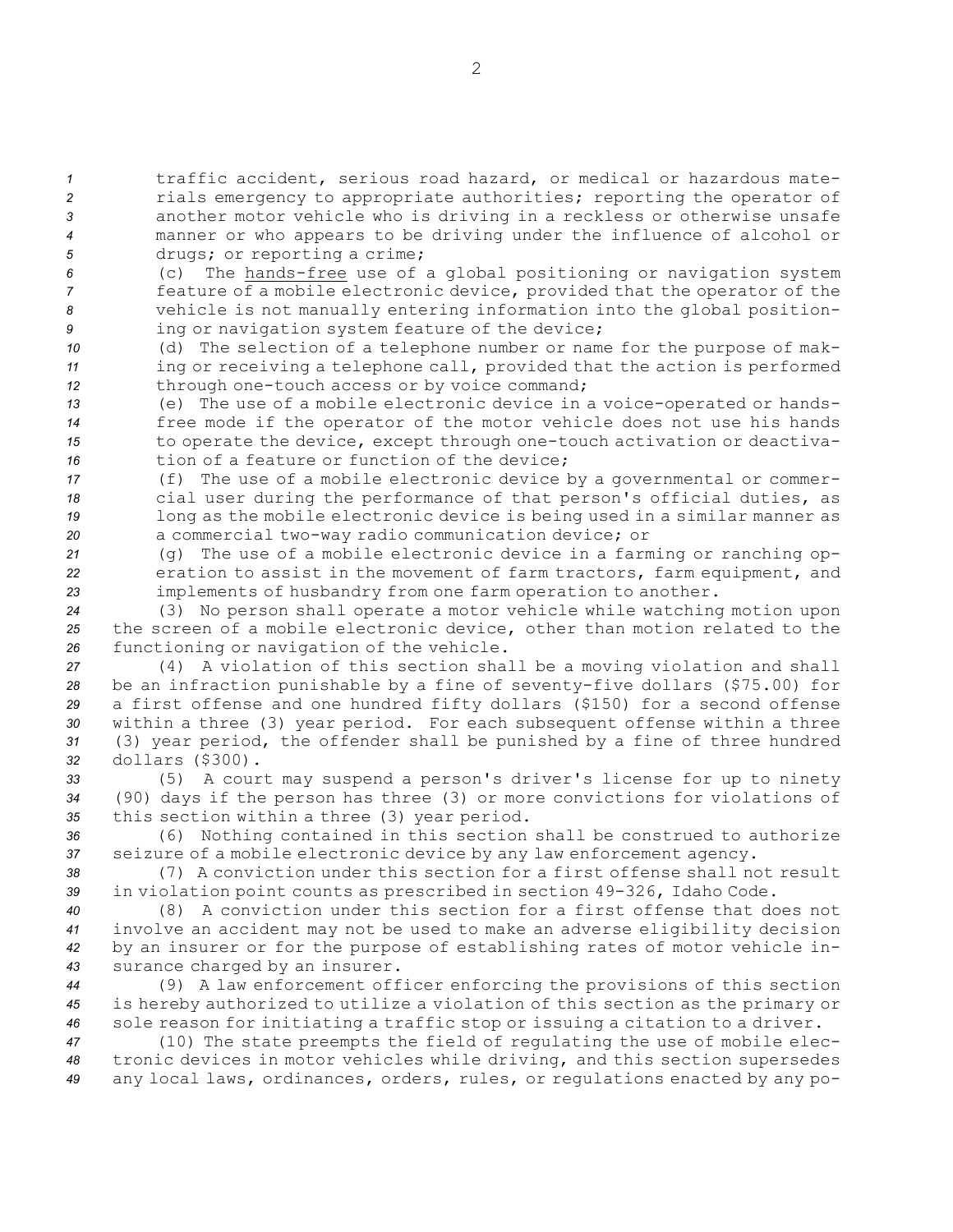traffic accident, serious road hazard, or medical or hazardous materials emergency to appropriate authorities; reporting the operator of another motor vehicle who is driving in a reckless or otherwise unsafe manner or who appears to be driving under the influence of alcohol or drugs; or reporting a crime;

(c) The hands-free use of a global positioning or navigation system feature of a mobile electronic device, provided that the operator of the vehicle is not manually entering information into the global positioning or navigation system feature of the device;

(d) The selection of a telephone number or name for the purpose of making or receiving a telephone call, provided that the action is performed through one-touch access or by voice command;

(e) The use of a mobile electronic device in a voice-operated or hands-free mode if the operator of the motor vehicle does not use his hands to operate the device, except through one-touch activation or deactivation of a feature or function of the device;

(f) The use of a mobile electronic device by a governmental or commercial user during the performance of that person's official duties, as long as the mobile electronic device is being used in a similar manner as a commercial two-way radio communication device; or

(g) The use of a mobile electronic device in a farming or ranching operation to assist in the movement of farm tractors, farm equipment, and implements of husbandry from one farm operation to another.

(3) No person shall operate a motor vehicle while watching motion upon the screen of a mobile electronic device, other than motion related to the functioning or navigation of the vehicle.

(4) A violation of this section shall be a moving violation and shall be an infraction punishable by a fine of seventy-five dollars ($75.00) for a first offense and one hundred fifty dollars ($150) for a second offense within a three (3) year period. For each subsequent offense within a three (3) year period, the offender shall be punished by a fine of three hundred dollars ($300).

(5) A court may suspend a person's driver's license for up to ninety (90) days if the person has three (3) or more convictions for violations of this section within a three (3) year period.

(6) Nothing contained in this section shall be construed to authorize seizure of a mobile electronic device by any law enforcement agency.

(7) A conviction under this section for a first offense shall not result in violation point counts as prescribed in section 49-326, Idaho Code.

(8) A conviction under this section for a first offense that does not involve an accident may not be used to make an adverse eligibility decision by an insurer or for the purpose of establishing rates of motor vehicle insurance charged by an insurer.

(9) A law enforcement officer enforcing the provisions of this section is hereby authorized to utilize a violation of this section as the primary or sole reason for initiating a traffic stop or issuing a citation to a driver.

(10) The state preempts the field of regulating the use of mobile electronic devices in motor vehicles while driving, and this section supersedes any local laws, ordinances, orders, rules, or regulations enacted by any po-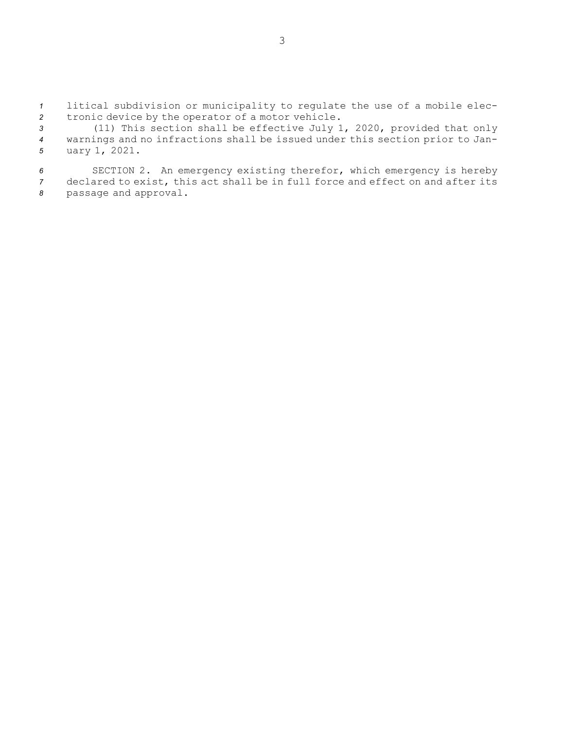litical subdivision or municipality to regulate the use of a mobile electronic device by the operator of a motor vehicle.

(11) This section shall be effective July 1, 2020, provided that only warnings and no infractions shall be issued under this section prior to January 1, 2021.

SECTION 2. An emergency existing therefor, which emergency is hereby declared to exist, this act shall be in full force and effect on and after its passage and approval.